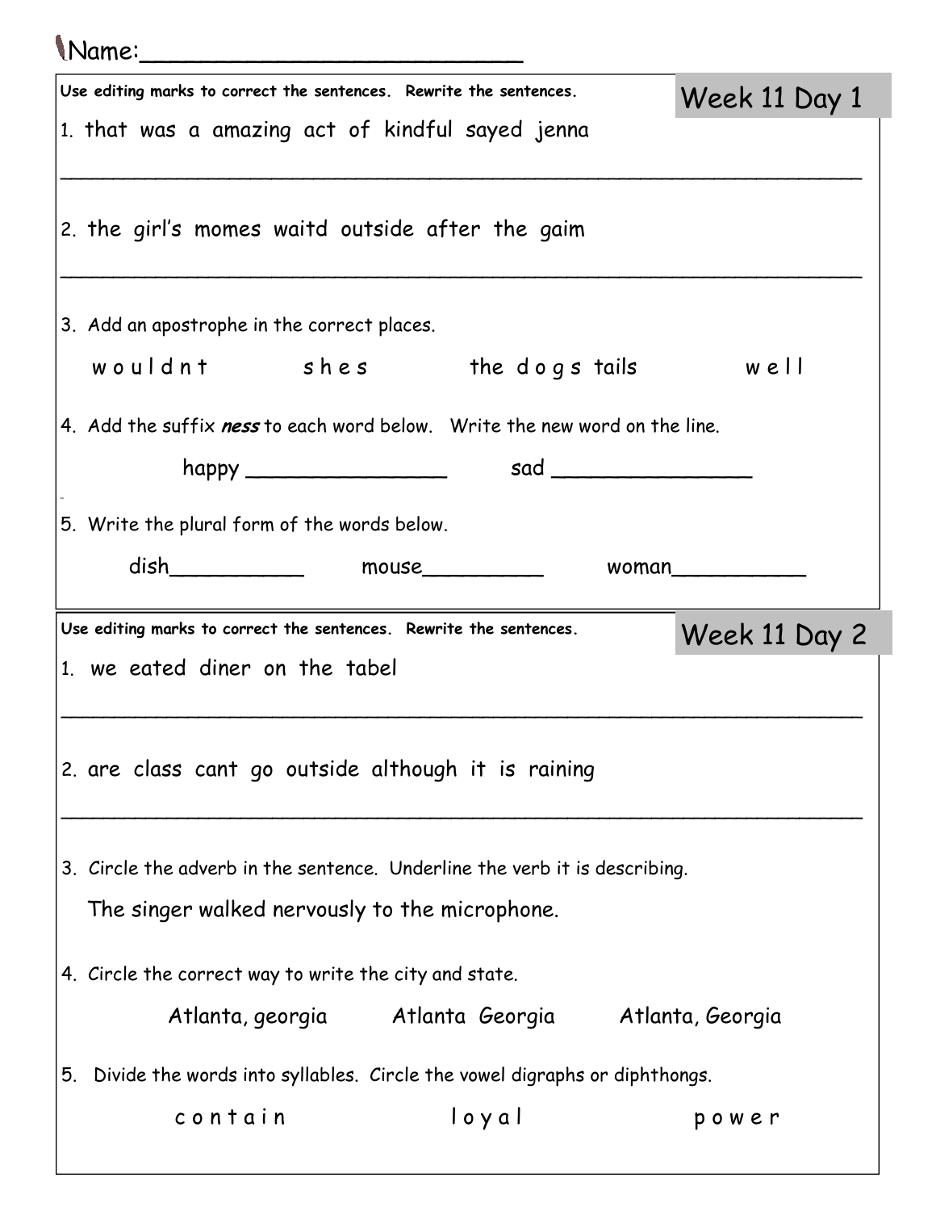Name:________________________

## Week 11 Day 1

**Use editing marks to correct the sentences. Rewrite the sentences.**

1. that was a amazing act of kindful sayed jenna

_______________________________________________________________

2. the girl's momes waitd outside after the gaim

_______________________________________________________________

3. Add an apostrophe in the correct places.

   w o u l d n t &nbsp;&nbsp;&nbsp;&nbsp; s h e s &nbsp;&nbsp;&nbsp;&nbsp; the d o g s tails &nbsp;&nbsp;&nbsp;&nbsp; w e l l

4. Add the suffix ***ness*** to each word below. Write the new word on the line.

   happy ________________ &nbsp;&nbsp;&nbsp;&nbsp; sad ________________

5. Write the plural form of the words below.

   dish__________ &nbsp;&nbsp;&nbsp;&nbsp; mouse_________ &nbsp;&nbsp;&nbsp;&nbsp; woman__________

## Week 11 Day 2

**Use editing marks to correct the sentences. Rewrite the sentences.**

1. we eated diner on the tabel

_______________________________________________________________

2. are class cant go outside although it is raining

_______________________________________________________________

3. Circle the adverb in the sentence. Underline the verb it is describing.

   The singer walked nervously to the microphone.

4. Circle the correct way to write the city and state.

   Atlanta, georgia &nbsp;&nbsp;&nbsp;&nbsp; Atlanta Georgia &nbsp;&nbsp;&nbsp;&nbsp; Atlanta, Georgia

5. Divide the words into syllables. Circle the vowel digraphs or diphthongs.

   c o n t a i n &nbsp;&nbsp;&nbsp;&nbsp; l o y a l &nbsp;&nbsp;&nbsp;&nbsp; p o w e r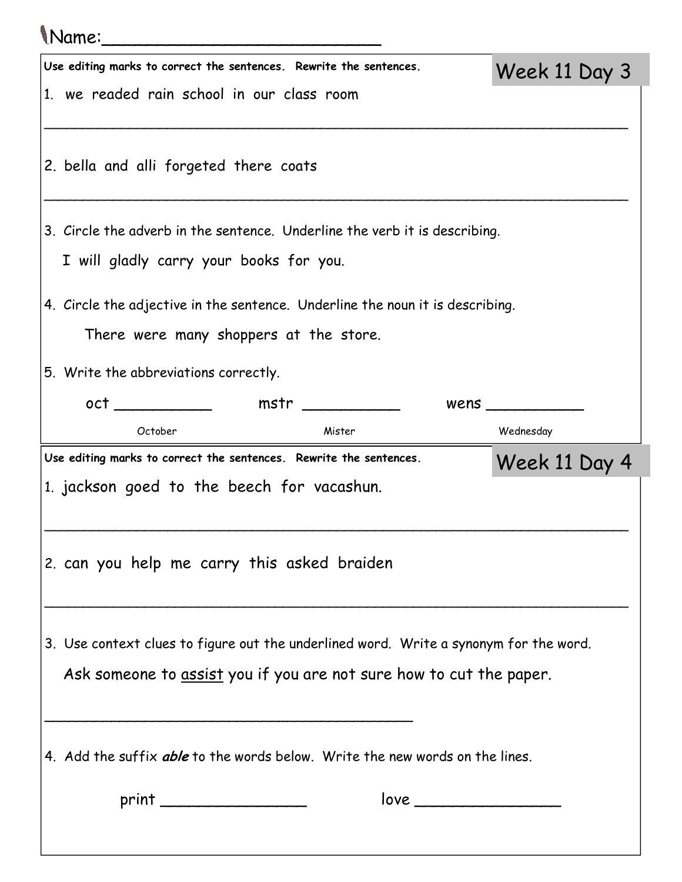Name:_________________________

**Use editing marks to correct the sentences. Rewrite the sentences.**

## Week 11 Day 3

1. we readed rain school in our class room

______________________________________________________________

2. bella and alli forgeted there coats

______________________________________________________________

3. Circle the adverb in the sentence. Underline the verb it is describing.

   I will gladly carry your books for you.

4. Circle the adjective in the sentence. Underline the noun it is describing.

   There were many shoppers at the store.

5. Write the abbreviations correctly.

   oct __________ mstr __________ wens __________

   October Mister Wednesday

**Use editing marks to correct the sentences. Rewrite the sentences.**

## Week 11 Day 4

1. jackson goed to the beech for vacashun.

______________________________________________________________

2. can you help me carry this asked braiden

______________________________________________________________

3. Use context clues to figure out the underlined word. Write a synonym for the word.

   Ask someone to <u>assist</u> you if you are not sure how to cut the paper.

____________________________________

4. Add the suffix ***able*** to the words below. Write the new words on the lines.

   print ______________ love ______________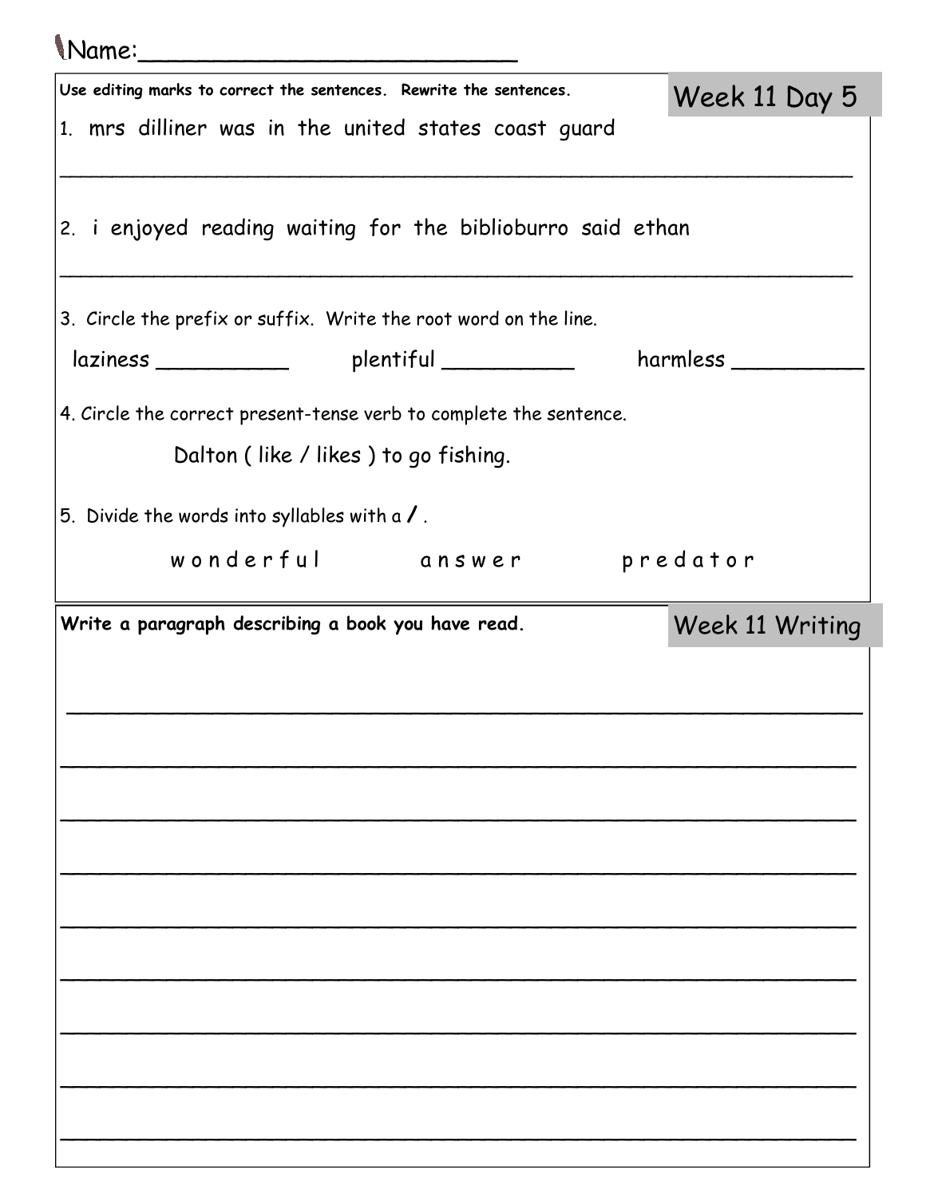Name:______________________

**Use editing marks to correct the sentences. Rewrite the sentences.**

## Week 11 Day 5

1. mrs dilliner was in the united states coast guard

______________________________________________________________

2. i enjoyed reading waiting for the biblioburro said ethan

______________________________________________________________

3. Circle the prefix or suffix. Write the root word on the line.

laziness __________ plentiful __________ harmless __________

4. Circle the correct present-tense verb to complete the sentence.

Dalton ( like / likes ) to go fishing.

5. Divide the words into syllables with a **/** .

w o n d e r f u l a n s w e r p r e d a t o r

**Write a paragraph describing a book you have read.**

## Week 11 Writing

______________________________________________________________

______________________________________________________________

______________________________________________________________

______________________________________________________________

______________________________________________________________

______________________________________________________________

______________________________________________________________

______________________________________________________________

______________________________________________________________